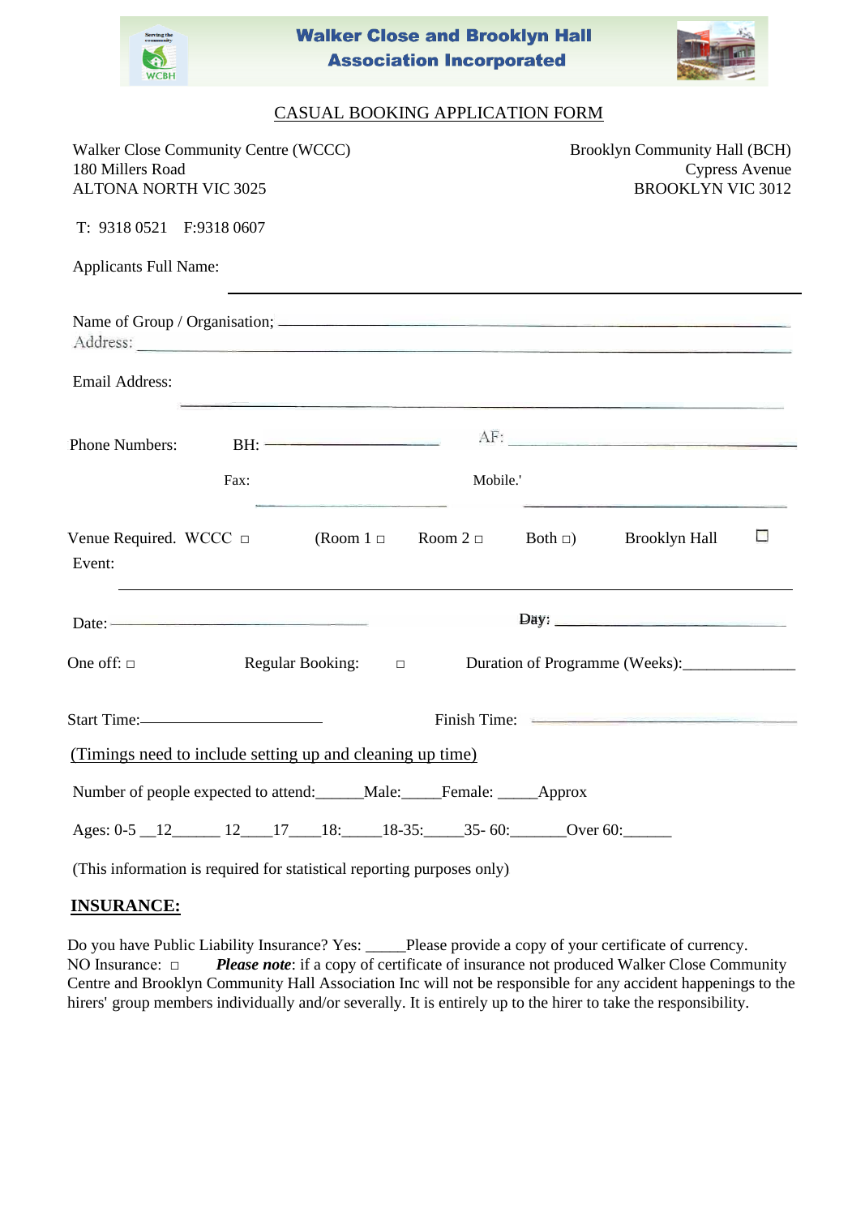# Walker Close and Brooklyn Hall Association Incorporated

## CASUAL BOOKING APPLICATION FORM

Walker Close Community Centre (WCCC)
180 Millers Road
ALTONA NORTH VIC 3025

Brooklyn Community Hall (BCH)
Cypress Avenue
BROOKLYN VIC 3012

T: 9318 0521 F:9318 0607

Applicants Full Name: ______________________________

Name of Group / Organisation; ______________________________

Address: ______________________________

Email Address: ______________________________

Phone Numbers: BH: ______________ AF: ______________

Fax: ______________ Mobile.' ______________

Venue Required. WCCC □ (Room 1 □ Room 2 □ Both □) Brooklyn Hall ☐

Event: ______________________________

Date: ______________ Day: ______________

One off: □ Regular Booking: □ Duration of Programme (Weeks):______________

Start Time:______________ Finish Time: ______________

(Timings need to include setting up and cleaning up time)

Number of people expected to attend:______Male:_____Female: _____Approx

Ages: 0-5 __12______ 12____17____18:_____18-35:_____35- 60:_______Over 60:______

(This information is required for statistical reporting purposes only)

**INSURANCE:**

Do you have Public Liability Insurance? Yes: _____Please provide a copy of your certificate of currency.
NO Insurance: □ ***Please note***: if a copy of certificate of insurance not produced Walker Close Community Centre and Brooklyn Community Hall Association Inc will not be responsible for any accident happenings to the hirers' group members individually and/or severally. It is entirely up to the hirer to take the responsibility.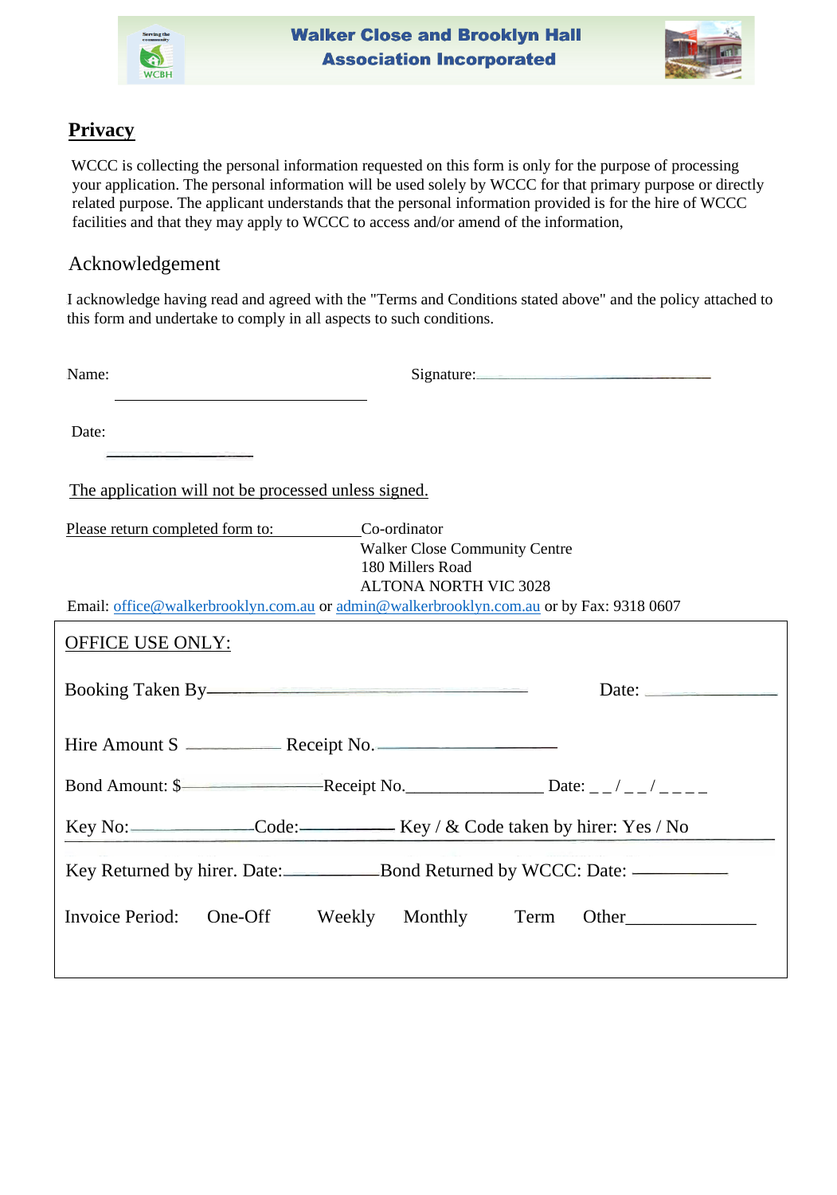Walker Close and Brooklyn Hall Association Incorporated

## Privacy

WCCC is collecting the personal information requested on this form is only for the purpose of processing your application. The personal information will be used solely by WCCC for that primary purpose or directly related purpose. The applicant understands that the personal information provided is for the hire of WCCC facilities and that they may apply to WCCC to access and/or amend of the information,

## Acknowledgement

I acknowledge having read and agreed with the "Terms and Conditions stated above" and the policy attached to this form and undertake to comply in all aspects to such conditions.

Name: ______________________________ Signature: ______________________________

Date: ____________________

The application will not be processed unless signed.

Please return completed form to: Co-ordinator
Walker Close Community Centre
180 Millers Road
ALTONA NORTH VIC 3028

Email: office@walkerbrooklyn.com.au or admin@walkerbrooklyn.com.au or by Fax: 9318 0607

OFFICE USE ONLY:

Booking Taken By______________________________ Date: ____________

Hire Amount S __________ Receipt No.________________

Bond Amount: $____________Receipt No.______________ Date: _ _ / _ _ / _ _ _ _

Key No:__________Code:__________ Key / & Code taken by hirer: Yes / No

Key Returned by hirer. Date:__________Bond Returned by WCCC: Date: __________

Invoice Period: One-Off Weekly Monthly Term Other______________